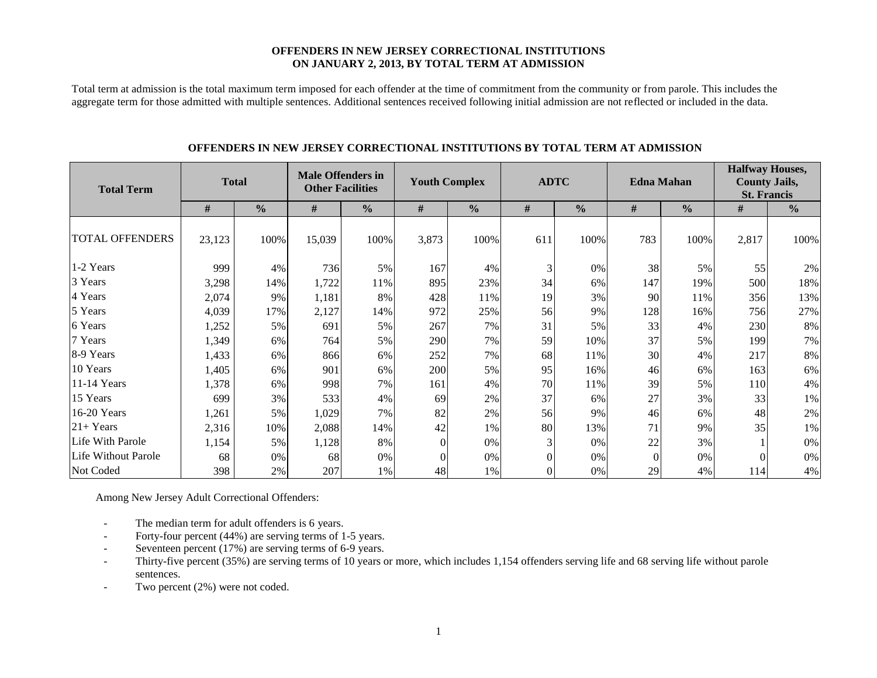**OFFENDERS IN NEW JERSEY CORRECTIONAL INSTITUTIONS**
**ON JANUARY 2, 2013, BY TOTAL TERM AT ADMISSION**

Total term at admission is the total maximum term imposed for each offender at the time of commitment from the community or from parole. This includes the aggregate term for those admitted with multiple sentences. Additional sentences received following initial admission are not reflected or included in the data.

**OFFENDERS IN NEW JERSEY CORRECTIONAL INSTITUTIONS BY TOTAL TERM AT ADMISSION**

| Total Term | Total | | Male Offenders in Other Facilities | | Youth Complex | | ADTC | | Edna Mahan | | Halfway Houses, County Jails, St. Francis | |
|---|---|---|---|---|---|---|---|---|---|---|---|---|
| | # | % | # | % | # | % | # | % | # | % | # | % |
| TOTAL OFFENDERS | 23,123 | 100% | 15,039 | 100% | 3,873 | 100% | 611 | 100% | 783 | 100% | 2,817 | 100% |
| 1-2 Years | 999 | 4% | 736 | 5% | 167 | 4% | 3 | 0% | 38 | 5% | 55 | 2% |
| 3 Years | 3,298 | 14% | 1,722 | 11% | 895 | 23% | 34 | 6% | 147 | 19% | 500 | 18% |
| 4 Years | 2,074 | 9% | 1,181 | 8% | 428 | 11% | 19 | 3% | 90 | 11% | 356 | 13% |
| 5 Years | 4,039 | 17% | 2,127 | 14% | 972 | 25% | 56 | 9% | 128 | 16% | 756 | 27% |
| 6 Years | 1,252 | 5% | 691 | 5% | 267 | 7% | 31 | 5% | 33 | 4% | 230 | 8% |
| 7 Years | 1,349 | 6% | 764 | 5% | 290 | 7% | 59 | 10% | 37 | 5% | 199 | 7% |
| 8-9 Years | 1,433 | 6% | 866 | 6% | 252 | 7% | 68 | 11% | 30 | 4% | 217 | 8% |
| 10 Years | 1,405 | 6% | 901 | 6% | 200 | 5% | 95 | 16% | 46 | 6% | 163 | 6% |
| 11-14 Years | 1,378 | 6% | 998 | 7% | 161 | 4% | 70 | 11% | 39 | 5% | 110 | 4% |
| 15 Years | 699 | 3% | 533 | 4% | 69 | 2% | 37 | 6% | 27 | 3% | 33 | 1% |
| 16-20 Years | 1,261 | 5% | 1,029 | 7% | 82 | 2% | 56 | 9% | 46 | 6% | 48 | 2% |
| 21+ Years | 2,316 | 10% | 2,088 | 14% | 42 | 1% | 80 | 13% | 71 | 9% | 35 | 1% |
| Life With Parole | 1,154 | 5% | 1,128 | 8% | 0 | 0% | 3 | 0% | 22 | 3% | 1 | 0% |
| Life Without Parole | 68 | 0% | 68 | 0% | 0 | 0% | 0 | 0% | 0 | 0% | 0 | 0% |
| Not Coded | 398 | 2% | 207 | 1% | 48 | 1% | 0 | 0% | 29 | 4% | 114 | 4% |

Among New Jersey Adult Correctional Offenders:

- The median term for adult offenders is 6 years.
- Forty-four percent (44%) are serving terms of 1-5 years.
- Seventeen percent (17%) are serving terms of 6-9 years.
- Thirty-five percent (35%) are serving terms of 10 years or more, which includes 1,154 offenders serving life and 68 serving life without parole sentences.
- Two percent (2%) were not coded.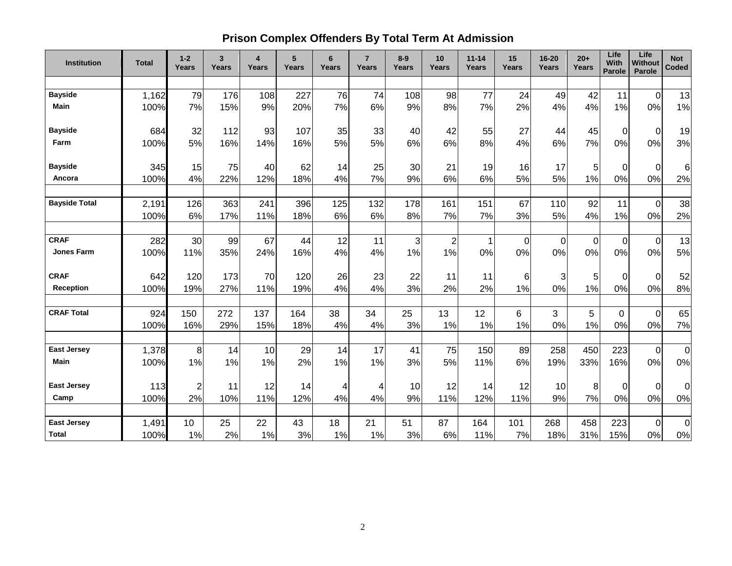## Prison Complex Offenders By Total Term At Admission

| Institution | Total | 1-2 Years | 3 Years | 4 Years | 5 Years | 6 Years | 7 Years | 8-9 Years | 10 Years | 11-14 Years | 15 Years | 16-20 Years | 20+ Years | Life With Parole | Life Without Parole | Not Coded |
|---|---|---|---|---|---|---|---|---|---|---|---|---|---|---|---|---|
| **Bayside Main** | 1,162 | 79 | 176 | 108 | 227 | 76 | 74 | 108 | 98 | 77 | 24 | 49 | 42 | 11 | 0 | 13 |
| | 100% | 7% | 15% | 9% | 20% | 7% | 6% | 9% | 8% | 7% | 2% | 4% | 4% | 1% | 0% | 1% |
| **Bayside Farm** | 684 | 32 | 112 | 93 | 107 | 35 | 33 | 40 | 42 | 55 | 27 | 44 | 45 | 0 | 0 | 19 |
| | 100% | 5% | 16% | 14% | 16% | 5% | 5% | 6% | 6% | 8% | 4% | 6% | 7% | 0% | 0% | 3% |
| **Bayside Ancora** | 345 | 15 | 75 | 40 | 62 | 14 | 25 | 30 | 21 | 19 | 16 | 17 | 5 | 0 | 0 | 6 |
| | 100% | 4% | 22% | 12% | 18% | 4% | 7% | 9% | 6% | 6% | 5% | 5% | 1% | 0% | 0% | 2% |
| **Bayside Total** | 2,191 | 126 | 363 | 241 | 396 | 125 | 132 | 178 | 161 | 151 | 67 | 110 | 92 | 11 | 0 | 38 |
| | 100% | 6% | 17% | 11% | 18% | 6% | 6% | 8% | 7% | 7% | 3% | 5% | 4% | 1% | 0% | 2% |
| **CRAF Jones Farm** | 282 | 30 | 99 | 67 | 44 | 12 | 11 | 3 | 2 | 1 | 0 | 0 | 0 | 0 | 0 | 13 |
| | 100% | 11% | 35% | 24% | 16% | 4% | 4% | 1% | 1% | 0% | 0% | 0% | 0% | 0% | 0% | 5% |
| **CRAF Reception** | 642 | 120 | 173 | 70 | 120 | 26 | 23 | 22 | 11 | 11 | 6 | 3 | 5 | 0 | 0 | 52 |
| | 100% | 19% | 27% | 11% | 19% | 4% | 4% | 3% | 2% | 2% | 1% | 0% | 1% | 0% | 0% | 8% |
| **CRAF Total** | 924 | 150 | 272 | 137 | 164 | 38 | 34 | 25 | 13 | 12 | 6 | 3 | 5 | 0 | 0 | 65 |
| | 100% | 16% | 29% | 15% | 18% | 4% | 4% | 3% | 1% | 1% | 1% | 0% | 1% | 0% | 0% | 7% |
| **East Jersey Main** | 1,378 | 8 | 14 | 10 | 29 | 14 | 17 | 41 | 75 | 150 | 89 | 258 | 450 | 223 | 0 | 0 |
| | 100% | 1% | 1% | 1% | 2% | 1% | 1% | 3% | 5% | 11% | 6% | 19% | 33% | 16% | 0% | 0% |
| **East Jersey Camp** | 113 | 2 | 11 | 12 | 14 | 4 | 4 | 10 | 12 | 14 | 12 | 10 | 8 | 0 | 0 | 0 |
| | 100% | 2% | 10% | 11% | 12% | 4% | 4% | 9% | 11% | 12% | 11% | 9% | 7% | 0% | 0% | 0% |
| **East Jersey Total** | 1,491 | 10 | 25 | 22 | 43 | 18 | 21 | 51 | 87 | 164 | 101 | 268 | 458 | 223 | 0 | 0 |
| | 100% | 1% | 2% | 1% | 3% | 1% | 1% | 3% | 6% | 11% | 7% | 18% | 31% | 15% | 0% | 0% |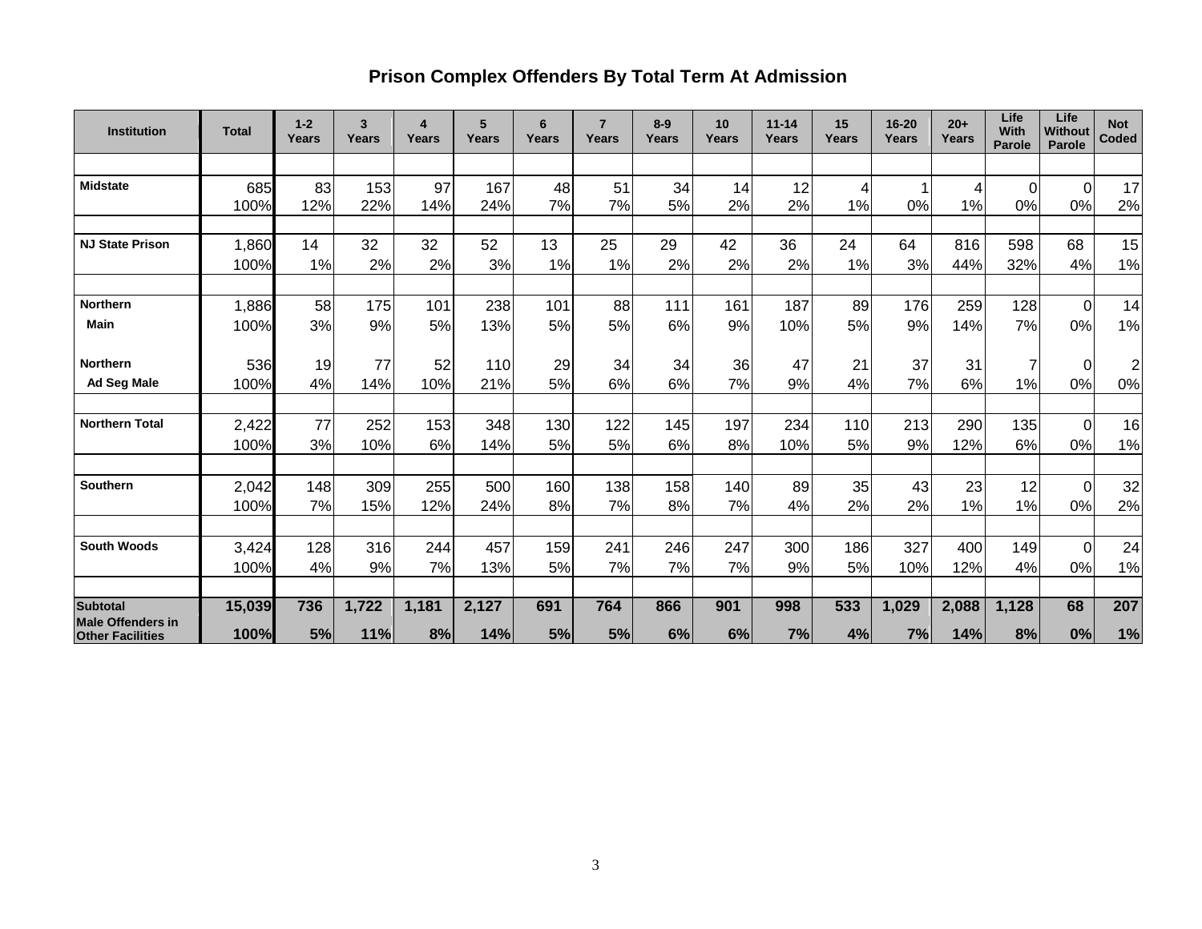# Prison Complex Offenders By Total Term At Admission

| Institution | Total | 1-2 Years | 3 Years | 4 Years | 5 Years | 6 Years | 7 Years | 8-9 Years | 10 Years | 11-14 Years | 15 Years | 16-20 Years | 20+ Years | Life With Parole | Life Without Parole | Not Coded |
|---|---|---|---|---|---|---|---|---|---|---|---|---|---|---|---|---|
| **Midstate** | 685 | 83 | 153 | 97 | 167 | 48 | 51 | 34 | 14 | 12 | 4 | 1 | 4 | 0 | 0 | 17 |
| | 100% | 12% | 22% | 14% | 24% | 7% | 7% | 5% | 2% | 2% | 1% | 0% | 1% | 0% | 0% | 2% |
| **NJ State Prison** | 1,860 | 14 | 32 | 32 | 52 | 13 | 25 | 29 | 42 | 36 | 24 | 64 | 816 | 598 | 68 | 15 |
| | 100% | 1% | 2% | 2% | 3% | 1% | 1% | 2% | 2% | 2% | 1% | 3% | 44% | 32% | 4% | 1% |
| **Northern Main** | 1,886 | 58 | 175 | 101 | 238 | 101 | 88 | 111 | 161 | 187 | 89 | 176 | 259 | 128 | 0 | 14 |
| | 100% | 3% | 9% | 5% | 13% | 5% | 5% | 6% | 9% | 10% | 5% | 9% | 14% | 7% | 0% | 1% |
| **Northern Ad Seg Male** | 536 | 19 | 77 | 52 | 110 | 29 | 34 | 34 | 36 | 47 | 21 | 37 | 31 | 7 | 0 | 2 |
| | 100% | 4% | 14% | 10% | 21% | 5% | 6% | 6% | 7% | 9% | 4% | 7% | 6% | 1% | 0% | 0% |
| **Northern Total** | 2,422 | 77 | 252 | 153 | 348 | 130 | 122 | 145 | 197 | 234 | 110 | 213 | 290 | 135 | 0 | 16 |
| | 100% | 3% | 10% | 6% | 14% | 5% | 5% | 6% | 8% | 10% | 5% | 9% | 12% | 6% | 0% | 1% |
| **Southern** | 2,042 | 148 | 309 | 255 | 500 | 160 | 138 | 158 | 140 | 89 | 35 | 43 | 23 | 12 | 0 | 32 |
| | 100% | 7% | 15% | 12% | 24% | 8% | 7% | 8% | 7% | 4% | 2% | 2% | 1% | 1% | 0% | 2% |
| **South Woods** | 3,424 | 128 | 316 | 244 | 457 | 159 | 241 | 246 | 247 | 300 | 186 | 327 | 400 | 149 | 0 | 24 |
| | 100% | 4% | 9% | 7% | 13% | 5% | 7% | 7% | 7% | 9% | 5% | 10% | 12% | 4% | 0% | 1% |
| **Subtotal Male Offenders in Other Facilities** | **15,039** | **736** | **1,722** | **1,181** | **2,127** | **691** | **764** | **866** | **901** | **998** | **533** | **1,029** | **2,088** | **1,128** | **68** | **207** |
| | **100%** | **5%** | **11%** | **8%** | **14%** | **5%** | **5%** | **6%** | **6%** | **7%** | **4%** | **7%** | **14%** | **8%** | **0%** | **1%** |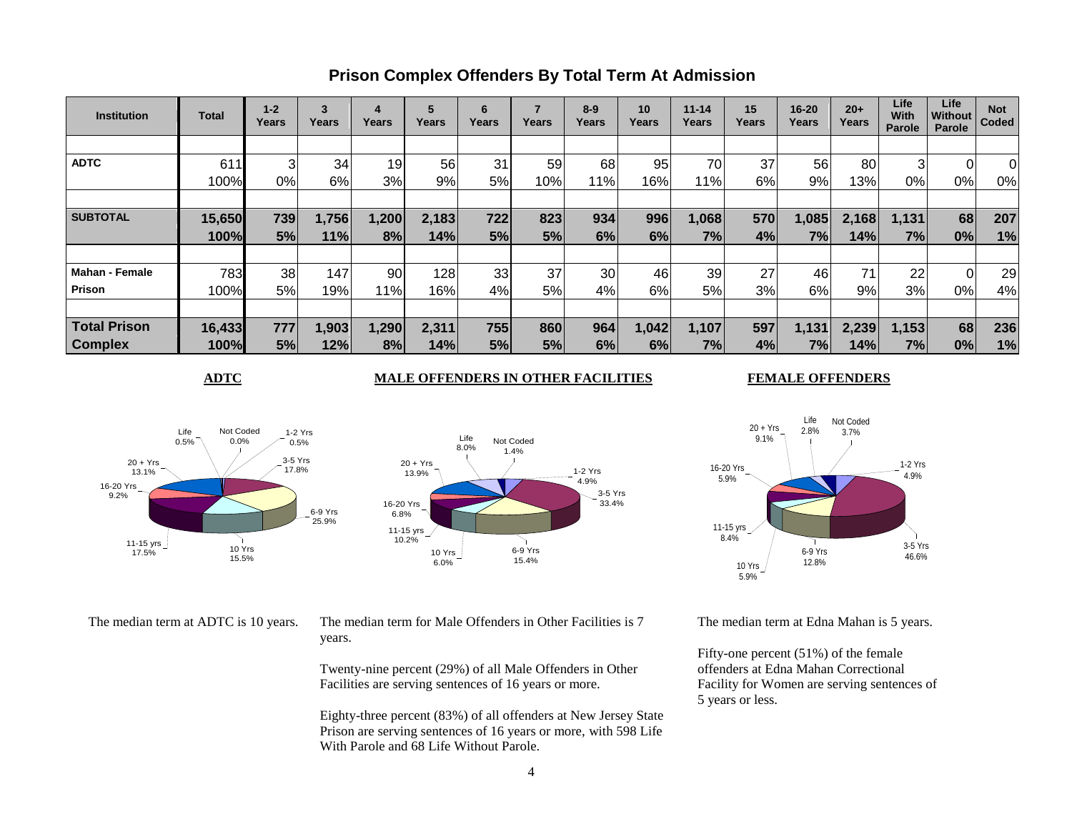# Prison Complex Offenders By Total Term At Admission

| Institution | Total | 1-2 Years | 3 Years | 4 Years | 5 Years | 6 Years | 7 Years | 8-9 Years | 10 Years | 11-14 Years | 15 Years | 16-20 Years | 20+ Years | Life With Parole | Life Without Parole | Not Coded |
|---|---|---|---|---|---|---|---|---|---|---|---|---|---|---|---|---|
| **ADTC** | 611 | 3 | 34 | 19 | 56 | 31 | 59 | 68 | 95 | 70 | 37 | 56 | 80 | 3 | 0 | 0 |
| | 100% | 0% | 6% | 3% | 9% | 5% | 10% | 11% | 16% | 11% | 6% | 9% | 13% | 0% | 0% | 0% |
| **SUBTOTAL** | **15,650** | **739** | **1,756** | **1,200** | **2,183** | **722** | **823** | **934** | **996** | **1,068** | **570** | **1,085** | **2,168** | **1,131** | **68** | **207** |
| | **100%** | **5%** | **11%** | **8%** | **14%** | **5%** | **5%** | **6%** | **6%** | **7%** | **4%** | **7%** | **14%** | **7%** | **0%** | **1%** |
| **Mahan - Female** | 783 | 38 | 147 | 90 | 128 | 33 | 37 | 30 | 46 | 39 | 27 | 46 | 71 | 22 | 0 | 29 |
| **Prison** | 100% | 5% | 19% | 11% | 16% | 4% | 5% | 4% | 6% | 5% | 3% | 6% | 9% | 3% | 0% | 4% |
| **Total Prison** | **16,433** | **777** | **1,903** | **1,290** | **2,311** | **755** | **860** | **964** | **1,042** | **1,107** | **597** | **1,131** | **2,239** | **1,153** | **68** | **236** |
| **Complex** | **100%** | **5%** | **12%** | **8%** | **14%** | **5%** | **5%** | **6%** | **6%** | **7%** | **4%** | **7%** | **14%** | **7%** | **0%** | **1%** |

**ADTC**

| Category | Percent |
|---|---|
| 1-2 Yrs | 0.5% |
| 3-5 Yrs | 17.8% |
| 6-9 Yrs | 25.9% |
| 10 Yrs | 15.5% |
| 11-15 yrs | 17.5% |
| 16-20 Yrs | 9.2% |
| 20 + Yrs | 13.1% |
| Life | 0.5% |
| Not Coded | 0.0% |

The median term at ADTC is 10 years.

**MALE OFFENDERS IN OTHER FACILITIES**

| Category | Percent |
|---|---|
| 1-2 Yrs | 4.9% |
| 3-5 Yrs | 33.4% |
| 6-9 Yrs | 15.4% |
| 10 Yrs | 6.0% |
| 11-15 yrs | 10.2% |
| 16-20 Yrs | 6.8% |
| 20 + Yrs | 13.9% |
| Life | 8.0% |
| Not Coded | 1.4% |

The median term for Male Offenders in Other Facilities is 7 years.

Twenty-nine percent (29%) of all Male Offenders in Other Facilities are serving sentences of 16 years or more.

Eighty-three percent (83%) of all offenders at New Jersey State Prison are serving sentences of 16 years or more, with 598 Life With Parole and 68 Life Without Parole.

**FEMALE OFFENDERS**

| Category | Percent |
|---|---|
| 1-2 Yrs | 4.9% |
| 3-5 Yrs | 46.6% |
| 6-9 Yrs | 12.8% |
| 10 Yrs | 5.9% |
| 11-15 yrs | 8.4% |
| 16-20 Yrs | 5.9% |
| 20 + Yrs | 9.1% |
| Life | 2.8% |
| Not Coded | 3.7% |

The median term at Edna Mahan is 5 years.

Fifty-one percent (51%) of the female offenders at Edna Mahan Correctional Facility for Women are serving sentences of 5 years or less.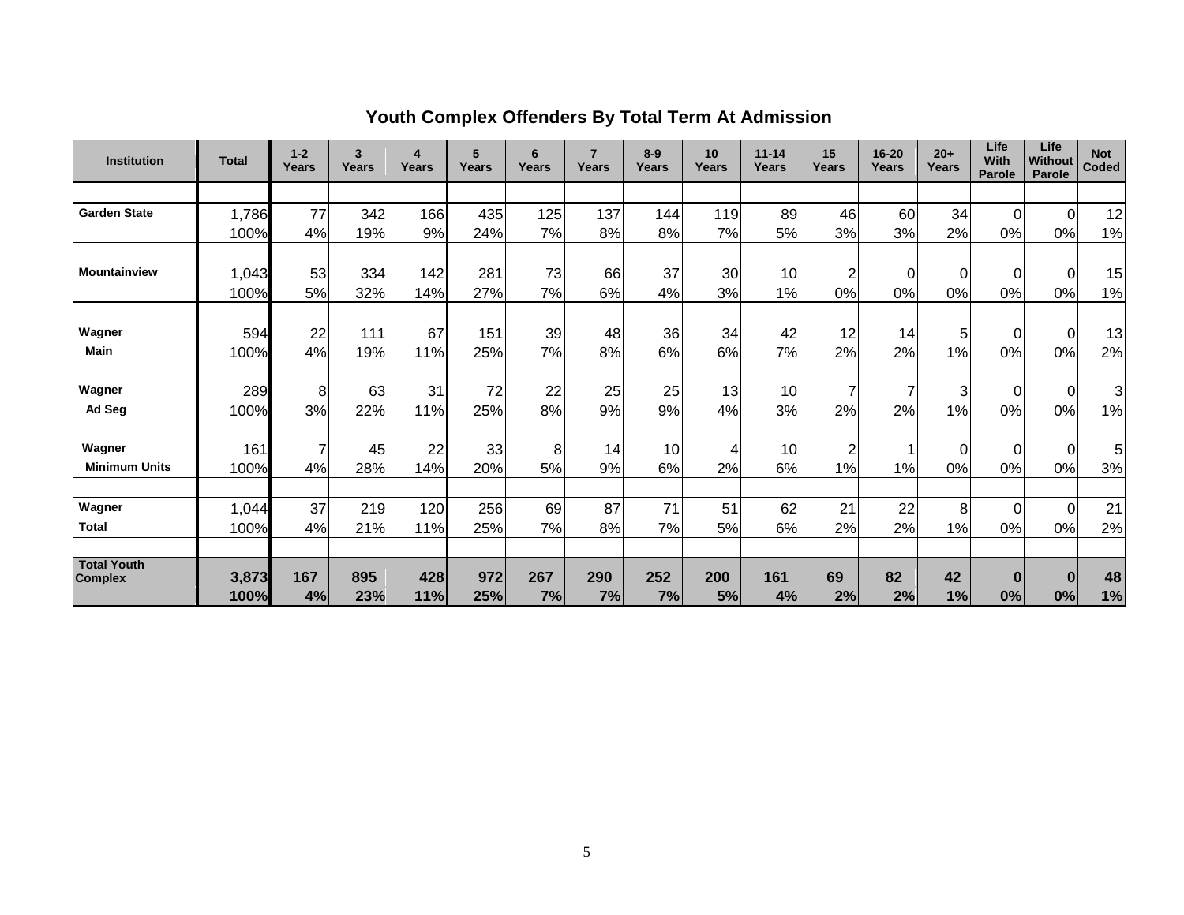## Youth Complex Offenders By Total Term At Admission

| Institution | Total | 1-2 Years | 3 Years | 4 Years | 5 Years | 6 Years | 7 Years | 8-9 Years | 10 Years | 11-14 Years | 15 Years | 16-20 Years | 20+ Years | Life With Parole | Life Without Parole | Not Coded |
|---|---|---|---|---|---|---|---|---|---|---|---|---|---|---|---|---|
| Garden State | 1,786 | 77 | 342 | 166 | 435 | 125 | 137 | 144 | 119 | 89 | 46 | 60 | 34 | 0 | 0 | 12 |
| | 100% | 4% | 19% | 9% | 24% | 7% | 8% | 8% | 7% | 5% | 3% | 3% | 2% | 0% | 0% | 1% |
| Mountainview | 1,043 | 53 | 334 | 142 | 281 | 73 | 66 | 37 | 30 | 10 | 2 | 0 | 0 | 0 | 0 | 15 |
| | 100% | 5% | 32% | 14% | 27% | 7% | 6% | 4% | 3% | 1% | 0% | 0% | 0% | 0% | 0% | 1% |
| Wagner Main | 594 | 22 | 111 | 67 | 151 | 39 | 48 | 36 | 34 | 42 | 12 | 14 | 5 | 0 | 0 | 13 |
| | 100% | 4% | 19% | 11% | 25% | 7% | 8% | 6% | 6% | 7% | 2% | 2% | 1% | 0% | 0% | 2% |
| Wagner Ad Seg | 289 | 8 | 63 | 31 | 72 | 22 | 25 | 25 | 13 | 10 | 7 | 7 | 3 | 0 | 0 | 3 |
| | 100% | 3% | 22% | 11% | 25% | 8% | 9% | 9% | 4% | 3% | 2% | 2% | 1% | 0% | 0% | 1% |
| Wagner Minimum Units | 161 | 7 | 45 | 22 | 33 | 8 | 14 | 10 | 4 | 10 | 2 | 1 | 0 | 0 | 0 | 5 |
| | 100% | 4% | 28% | 14% | 20% | 5% | 9% | 6% | 2% | 6% | 1% | 1% | 0% | 0% | 0% | 3% |
| Wagner Total | 1,044 | 37 | 219 | 120 | 256 | 69 | 87 | 71 | 51 | 62 | 21 | 22 | 8 | 0 | 0 | 21 |
| | 100% | 4% | 21% | 11% | 25% | 7% | 8% | 7% | 5% | 6% | 2% | 2% | 1% | 0% | 0% | 2% |
| **Total Youth Complex** | **3,873** | **167** | **895** | **428** | **972** | **267** | **290** | **252** | **200** | **161** | **69** | **82** | **42** | **0** | **0** | **48** |
| | **100%** | **4%** | **23%** | **11%** | **25%** | **7%** | **7%** | **7%** | **5%** | **4%** | **2%** | **2%** | **1%** | **0%** | **0%** | **1%** |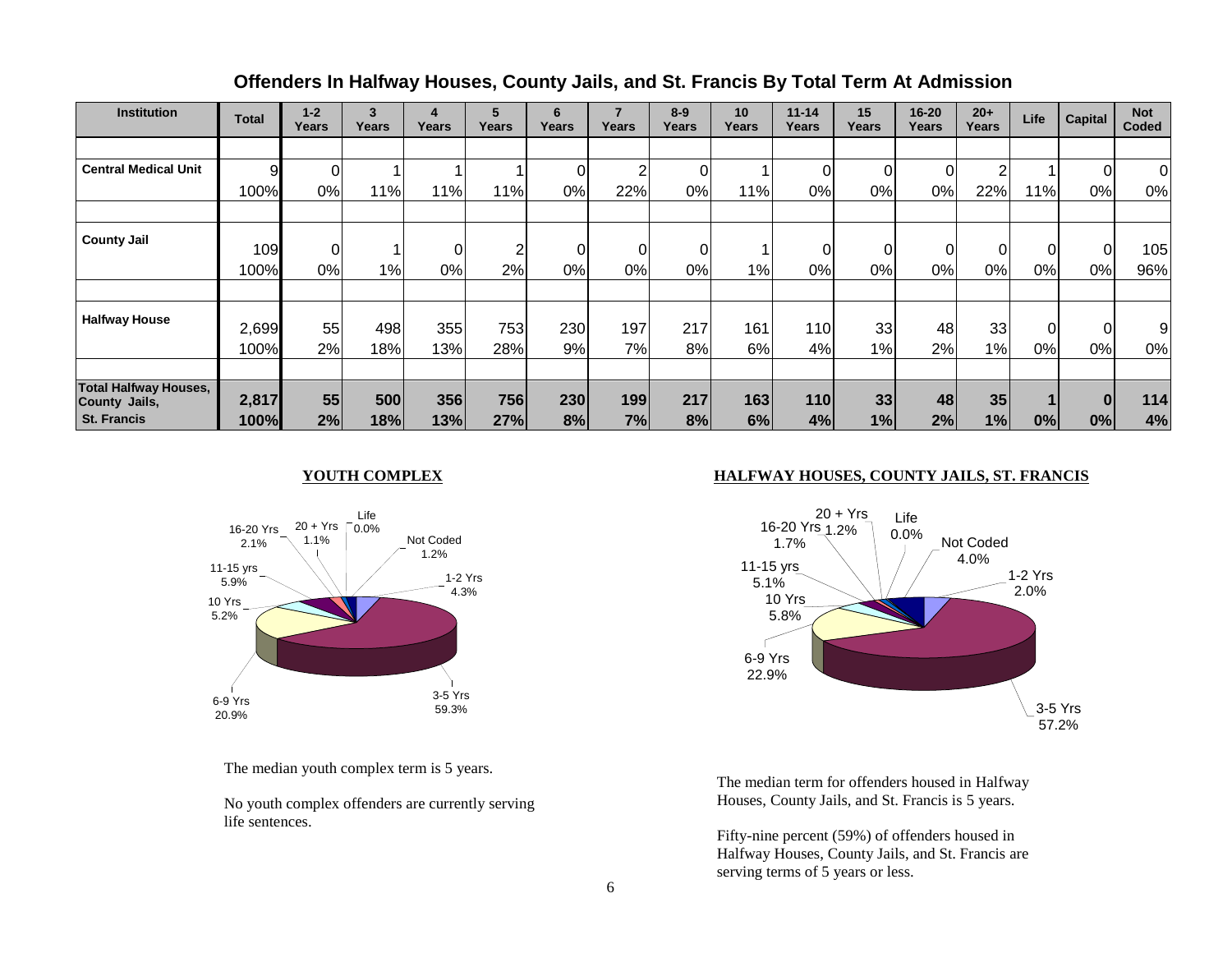## Offenders In Halfway Houses, County Jails, and St. Francis By Total Term At Admission

| Institution | Total | 1-2 Years | 3 Years | 4 Years | 5 Years | 6 Years | 7 Years | 8-9 Years | 10 Years | 11-14 Years | 15 Years | 16-20 Years | 20+ Years | Life | Capital | Not Coded |
|---|---|---|---|---|---|---|---|---|---|---|---|---|---|---|---|---|
| Central Medical Unit | 9 | 0 | 1 | 1 | 1 | 0 | 2 | 0 | 1 | 0 | 0 | 0 | 2 | 1 | 0 | 0 |
| | 100% | 0% | 11% | 11% | 11% | 0% | 22% | 0% | 11% | 0% | 0% | 0% | 22% | 11% | 0% | 0% |
| County Jail | 109 | 0 | 1 | 0 | 2 | 0 | 0 | 0 | 1 | 0 | 0 | 0 | 0 | 0 | 0 | 105 |
| | 100% | 0% | 1% | 0% | 2% | 0% | 0% | 0% | 1% | 0% | 0% | 0% | 0% | 0% | 0% | 96% |
| Halfway House | 2,699 | 55 | 498 | 355 | 753 | 230 | 197 | 217 | 161 | 110 | 33 | 48 | 33 | 0 | 0 | 9 |
| | 100% | 2% | 18% | 13% | 28% | 9% | 7% | 8% | 6% | 4% | 1% | 2% | 1% | 0% | 0% | 0% |
| **Total Halfway Houses, County Jails, St. Francis** | **2,817** | **55** | **500** | **356** | **756** | **230** | **199** | **217** | **163** | **110** | **33** | **48** | **35** | **1** | **0** | **114** |
| | **100%** | **2%** | **18%** | **13%** | **27%** | **8%** | **7%** | **8%** | **6%** | **4%** | **1%** | **2%** | **1%** | **0%** | **0%** | **4%** |

### YOUTH COMPLEX

Life 0.0%
20 + Yrs 1.1%
16-20 Yrs 2.1%
11-15 yrs 5.9%
10 Yrs 5.2%
6-9 Yrs 20.9%
3-5 Yrs 59.3%
1-2 Yrs 4.3%
Not Coded 1.2%

The median youth complex term is 5 years.

No youth complex offenders are currently serving life sentences.

### HALFWAY HOUSES, COUNTY JAILS, ST. FRANCIS

20 + Yrs 1.2%
16-20 Yrs 1.7%
Life 0.0%
Not Coded 4.0%
11-15 yrs 5.1%
10 Yrs 5.8%
1-2 Yrs 2.0%
6-9 Yrs 22.9%
3-5 Yrs 57.2%

The median term for offenders housed in Halfway Houses, County Jails, and St. Francis is 5 years.

Fifty-nine percent (59%) of offenders housed in Halfway Houses, County Jails, and St. Francis are serving terms of 5 years or less.